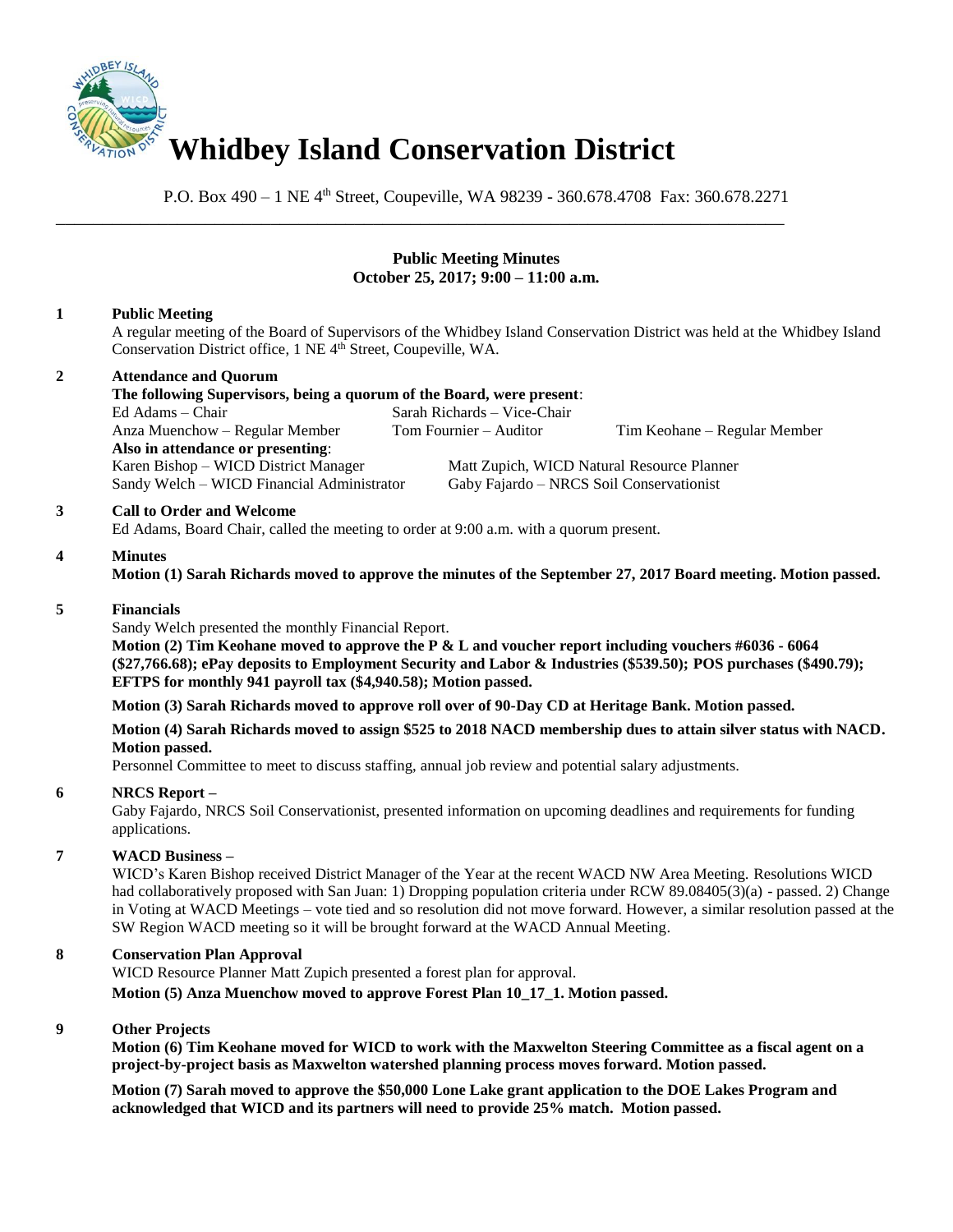# Whidbey Island Conservation District

P.O. Box 490 – 1 NE 4th Street, Coupeville, WA 98239 - 360.678.4708 Fax: 360.678.2271

---

**Public Meeting Minutes**
**October 25, 2017; 9:00 – 11:00 a.m.**

**1 Public Meeting**

A regular meeting of the Board of Supervisors of the Whidbey Island Conservation District was held at the Whidbey Island Conservation District office, 1 NE 4th Street, Coupeville, WA.

**2 Attendance and Quorum**

**The following Supervisors, being a quorum of the Board, were present**:

Ed Adams – Chair
Sarah Richards – Vice-Chair
Anza Muenchow – Regular Member
Tom Fournier – Auditor
Tim Keohane – Regular Member

**Also in attendance or presenting**:

Karen Bishop – WICD District Manager
Sandy Welch – WICD Financial Administrator
Matt Zupich, WICD Natural Resource Planner
Gaby Fajardo – NRCS Soil Conservationist

**3 Call to Order and Welcome**

Ed Adams, Board Chair, called the meeting to order at 9:00 a.m. with a quorum present.

**4 Minutes**

**Motion (1) Sarah Richards moved to approve the minutes of the September 27, 2017 Board meeting. Motion passed.**

**5 Financials**

Sandy Welch presented the monthly Financial Report.

**Motion (2) Tim Keohane moved to approve the P & L and voucher report including vouchers #6036 - 6064 ($27,766.68); ePay deposits to Employment Security and Labor & Industries ($539.50); POS purchases ($490.79); EFTPS for monthly 941 payroll tax ($4,940.58); Motion passed.**

**Motion (3) Sarah Richards moved to approve roll over of 90-Day CD at Heritage Bank. Motion passed.**

**Motion (4) Sarah Richards moved to assign $525 to 2018 NACD membership dues to attain silver status with NACD. Motion passed.**

Personnel Committee to meet to discuss staffing, annual job review and potential salary adjustments.

**6 NRCS Report –**

Gaby Fajardo, NRCS Soil Conservationist, presented information on upcoming deadlines and requirements for funding applications.

**7 WACD Business –**

WICD's Karen Bishop received District Manager of the Year at the recent WACD NW Area Meeting. Resolutions WICD had collaboratively proposed with San Juan: 1) Dropping population criteria under RCW 89.08405(3)(a) - passed. 2) Change in Voting at WACD Meetings – vote tied and so resolution did not move forward. However, a similar resolution passed at the SW Region WACD meeting so it will be brought forward at the WACD Annual Meeting.

**8 Conservation Plan Approval**

WICD Resource Planner Matt Zupich presented a forest plan for approval.

**Motion (5) Anza Muenchow moved to approve Forest Plan 10_17_1. Motion passed.**

**9 Other Projects**

**Motion (6) Tim Keohane moved for WICD to work with the Maxwelton Steering Committee as a fiscal agent on a project-by-project basis as Maxwelton watershed planning process moves forward. Motion passed.**

**Motion (7) Sarah moved to approve the $50,000 Lone Lake grant application to the DOE Lakes Program and acknowledged that WICD and its partners will need to provide 25% match. Motion passed.**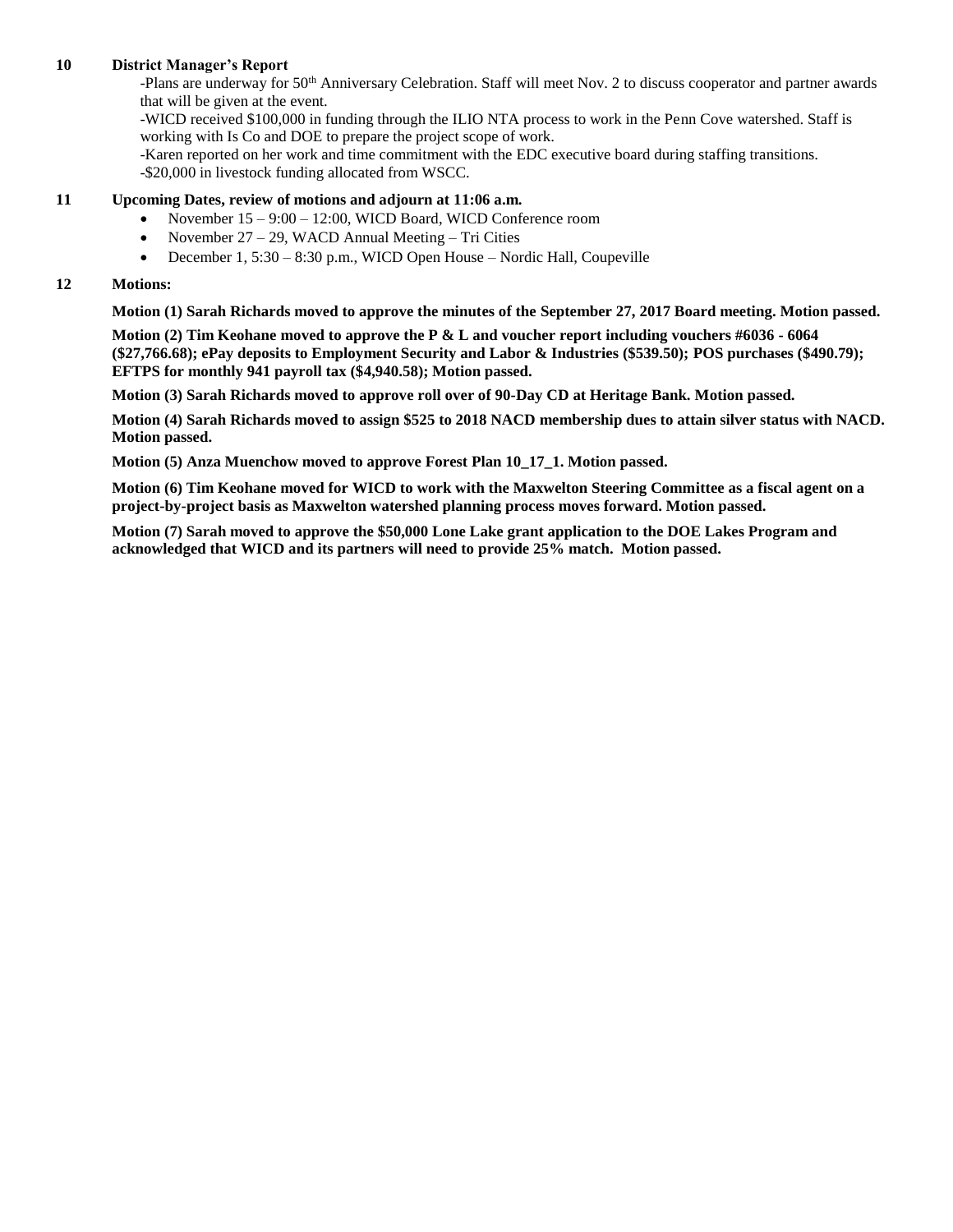**10 District Manager's Report**

-Plans are underway for 50th Anniversary Celebration. Staff will meet Nov. 2 to discuss cooperator and partner awards that will be given at the event.

-WICD received $100,000 in funding through the ILIO NTA process to work in the Penn Cove watershed. Staff is working with Is Co and DOE to prepare the project scope of work.

-Karen reported on her work and time commitment with the EDC executive board during staffing transitions.

-$20,000 in livestock funding allocated from WSCC.

**11 Upcoming Dates, review of motions and adjourn at 11:06 a.m.**

- November 15 – 9:00 – 12:00, WICD Board, WICD Conference room
- November 27 – 29, WACD Annual Meeting – Tri Cities
- December 1, 5:30 – 8:30 p.m., WICD Open House – Nordic Hall, Coupeville

**12 Motions:**

**Motion (1) Sarah Richards moved to approve the minutes of the September 27, 2017 Board meeting. Motion passed.**

**Motion (2) Tim Keohane moved to approve the P & L and voucher report including vouchers #6036 - 6064 ($27,766.68); ePay deposits to Employment Security and Labor & Industries ($539.50); POS purchases ($490.79); EFTPS for monthly 941 payroll tax ($4,940.58); Motion passed.**

**Motion (3) Sarah Richards moved to approve roll over of 90-Day CD at Heritage Bank. Motion passed.**

**Motion (4) Sarah Richards moved to assign $525 to 2018 NACD membership dues to attain silver status with NACD. Motion passed.**

**Motion (5) Anza Muenchow moved to approve Forest Plan 10_17_1. Motion passed.**

**Motion (6) Tim Keohane moved for WICD to work with the Maxwelton Steering Committee as a fiscal agent on a project-by-project basis as Maxwelton watershed planning process moves forward. Motion passed.**

**Motion (7) Sarah moved to approve the $50,000 Lone Lake grant application to the DOE Lakes Program and acknowledged that WICD and its partners will need to provide 25% match. Motion passed.**